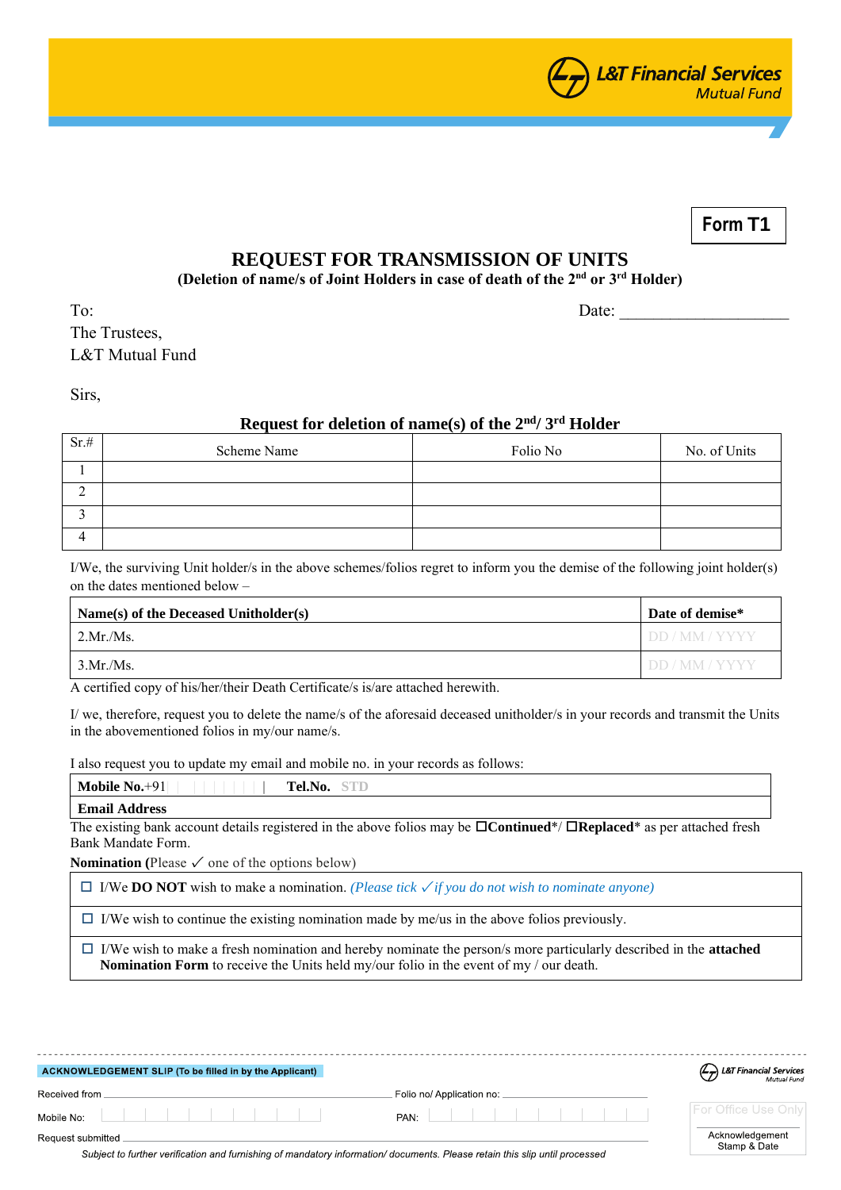L&T Financial Services
Mutual Fund

**Form T1**

# REQUEST FOR TRANSMISSION OF UNITS

**(Deletion of name/s of Joint Holders in case of death of the 2nd or 3rd Holder)**

To:
The Trustees,
L&T Mutual Fund

Date: ____________________

Sirs,

**Request for deletion of name(s) of the 2nd/ 3rd Holder**

| Sr.# | Scheme Name | Folio No | No. of Units |
|---|---|---|---|
| 1 | | | |
| 2 | | | |
| 3 | | | |
| 4 | | | |

I/We, the surviving Unit holder/s in the above schemes/folios regret to inform you the demise of the following joint holder(s) on the dates mentioned below –

| Name(s) of the Deceased Unitholder(s) | Date of demise* |
|---|---|
| 2.Mr./Ms. | DD / MM / YYYY |
| 3.Mr./Ms. | DD / MM / YYYY |

A certified copy of his/her/their Death Certificate/s is/are attached herewith.

I/ we, therefore, request you to delete the name/s of the aforesaid deceased unitholder/s in your records and transmit the Units in the abovementioned folios in my/our name/s.

I also request you to update my email and mobile no. in your records as follows:

| **Mobile No.**+91 | **Tel.No.** STD |
|---|---|
| **Email Address** | |

The existing bank account details registered in the above folios may be ☐**Continued***/ ☐**Replaced*** as per attached fresh Bank Mandate Form.

**Nomination (**Please ✓ one of the options below)

- ☐ I/We **DO NOT** wish to make a nomination. *(Please tick ✓if you do not wish to nominate anyone)*
- ☐ I/We wish to continue the existing nomination made by me/us in the above folios previously.
- ☐ I/We wish to make a fresh nomination and hereby nominate the person/s more particularly described in the **attached Nomination Form** to receive the Units held my/our folio in the event of my / our death.

---

**ACKNOWLEDGEMENT SLIP (To be filled in by the Applicant)**

L&T Financial Services
Mutual Fund

Received from ____________________ Folio no/ Application no: ____________________

Mobile No: ____________________ PAN: ____________________

Request submitted ____________________

*Subject to further verification and furnishing of mandatory information/ documents. Please retain this slip until processed*

For Office Use Only

Acknowledgement Stamp & Date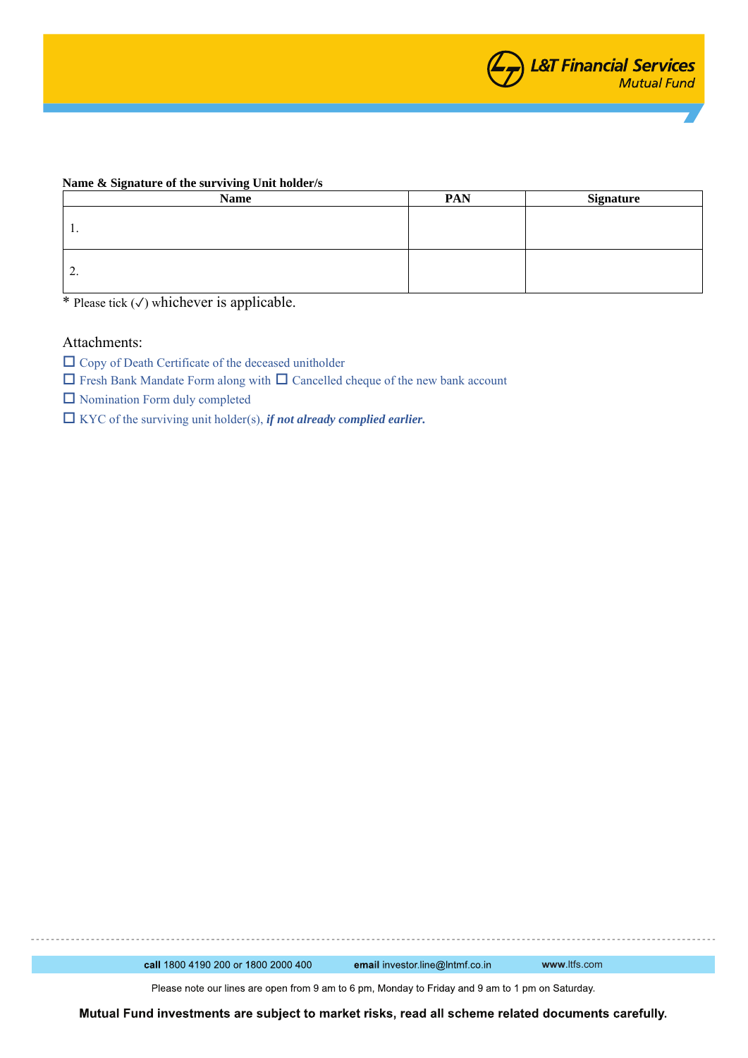**Name & Signature of the surviving Unit holder/s**

| Name | PAN | Signature |
|---|---|---|
| 1. | | |
| 2. | | |

* Please tick (✓) whichever is applicable.

Attachments:

☐ Copy of Death Certificate of the deceased unitholder

☐ Fresh Bank Mandate Form along with ☐ Cancelled cheque of the new bank account

☐ Nomination Form duly completed

☐ KYC of the surviving unit holder(s), ***if not already complied earlier.***

**call** 1800 4190 200 or 1800 2000 400 **email** investor.line@lntmf.co.in **www**.ltfs.com

Please note our lines are open from 9 am to 6 pm, Monday to Friday and 9 am to 1 pm on Saturday.

**Mutual Fund investments are subject to market risks, read all scheme related documents carefully.**